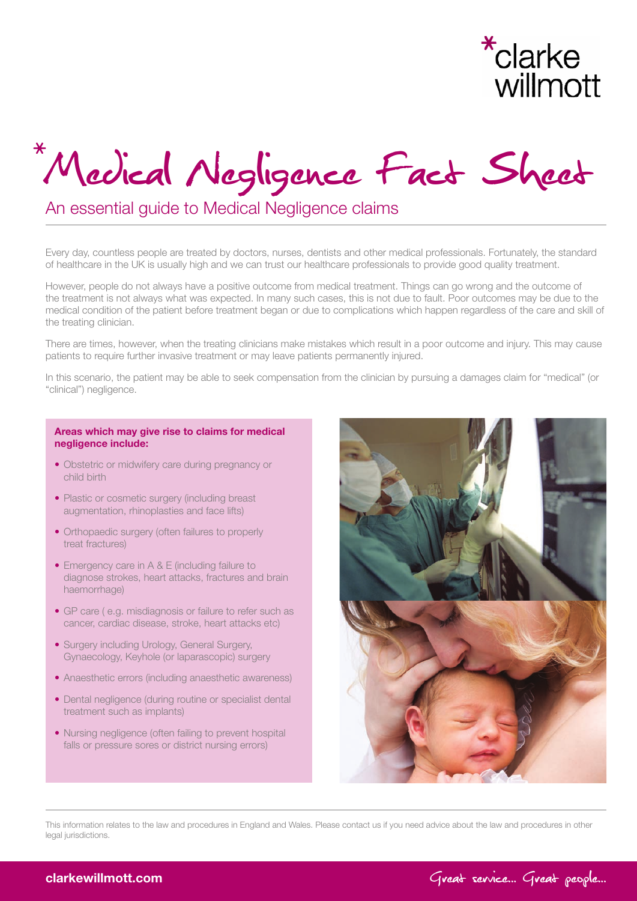# *Medical Negligence Fact Sheet

## An essential guide to Medical Negligence claims

Every day, countless people are treated by doctors, nurses, dentists and other medical professionals. Fortunately, the standard of healthcare in the UK is usually high and we can trust our healthcare professionals to provide good quality treatment.

However, people do not always have a positive outcome from medical treatment. Things can go wrong and the outcome of the treatment is not always what was expected. In many such cases, this is not due to fault. Poor outcomes may be due to the medical condition of the patient before treatment began or due to complications which happen regardless of the care and skill of the treating clinician.

There are times, however, when the treating clinicians make mistakes which result in a poor outcome and injury. This may cause patients to require further invasive treatment or may leave patients permanently injured.

In this scenario, the patient may be able to seek compensation from the clinician by pursuing a damages claim for "medical" (or "clinical") negligence.

**Areas which may give rise to claims for medical negligence include:**

- Obstetric or midwifery care during pregnancy or child birth
- Plastic or cosmetic surgery (including breast augmentation, rhinoplasties and face lifts)
- Orthopaedic surgery (often failures to properly treat fractures)
- Emergency care in A & E (including failure to diagnose strokes, heart attacks, fractures and brain haemorrhage)
- GP care ( e.g. misdiagnosis or failure to refer such as cancer, cardiac disease, stroke, heart attacks etc)
- Surgery including Urology, General Surgery, Gynaecology, Keyhole (or laparascopic) surgery
- Anaesthetic errors (including anaesthetic awareness)
- Dental negligence (during routine or specialist dental treatment such as implants)
- Nursing negligence (often failing to prevent hospital falls or pressure sores or district nursing errors)

This information relates to the law and procedures in England and Wales. Please contact us if you need advice about the law and procedures in other legal jurisdictions.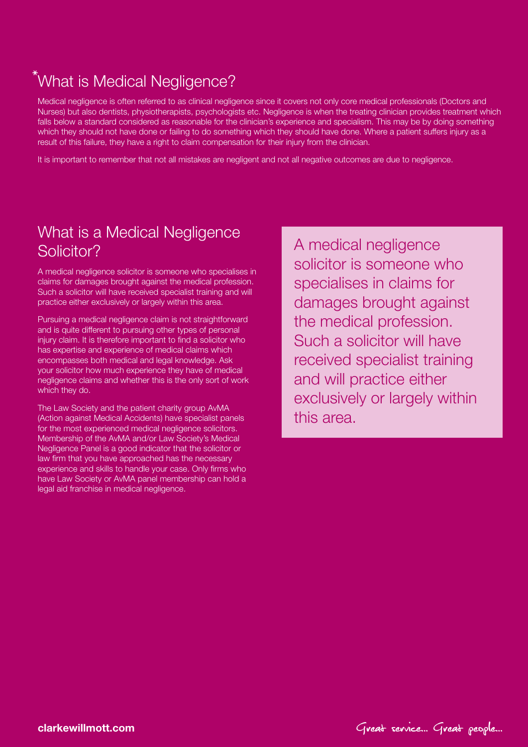## *What is Medical Negligence?

Medical negligence is often referred to as clinical negligence since it covers not only core medical professionals (Doctors and Nurses) but also dentists, physiotherapists, psychologists etc. Negligence is when the treating clinician provides treatment which falls below a standard considered as reasonable for the clinician's experience and specialism. This may be by doing something which they should not have done or failing to do something which they should have done. Where a patient suffers injury as a result of this failure, they have a right to claim compensation for their injury from the clinician.

It is important to remember that not all mistakes are negligent and not all negative outcomes are due to negligence.

## What is a Medical Negligence Solicitor?

A medical negligence solicitor is someone who specialises in claims for damages brought against the medical profession. Such a solicitor will have received specialist training and will practice either exclusively or largely within this area.

Pursuing a medical negligence claim is not straightforward and is quite different to pursuing other types of personal injury claim. It is therefore important to find a solicitor who has expertise and experience of medical claims which encompasses both medical and legal knowledge. Ask your solicitor how much experience they have of medical negligence claims and whether this is the only sort of work which they do.

The Law Society and the patient charity group AvMA (Action against Medical Accidents) have specialist panels for the most experienced medical negligence solicitors. Membership of the AvMA and/or Law Society's Medical Negligence Panel is a good indicator that the solicitor or law firm that you have approached has the necessary experience and skills to handle your case. Only firms who have Law Society or AvMA panel membership can hold a legal aid franchise in medical negligence.

> A medical negligence solicitor is someone who specialises in claims for damages brought against the medical profession. Such a solicitor will have received specialist training and will practice either exclusively or largely within this area.

**clarkewillmott.com**

Great service... Great people...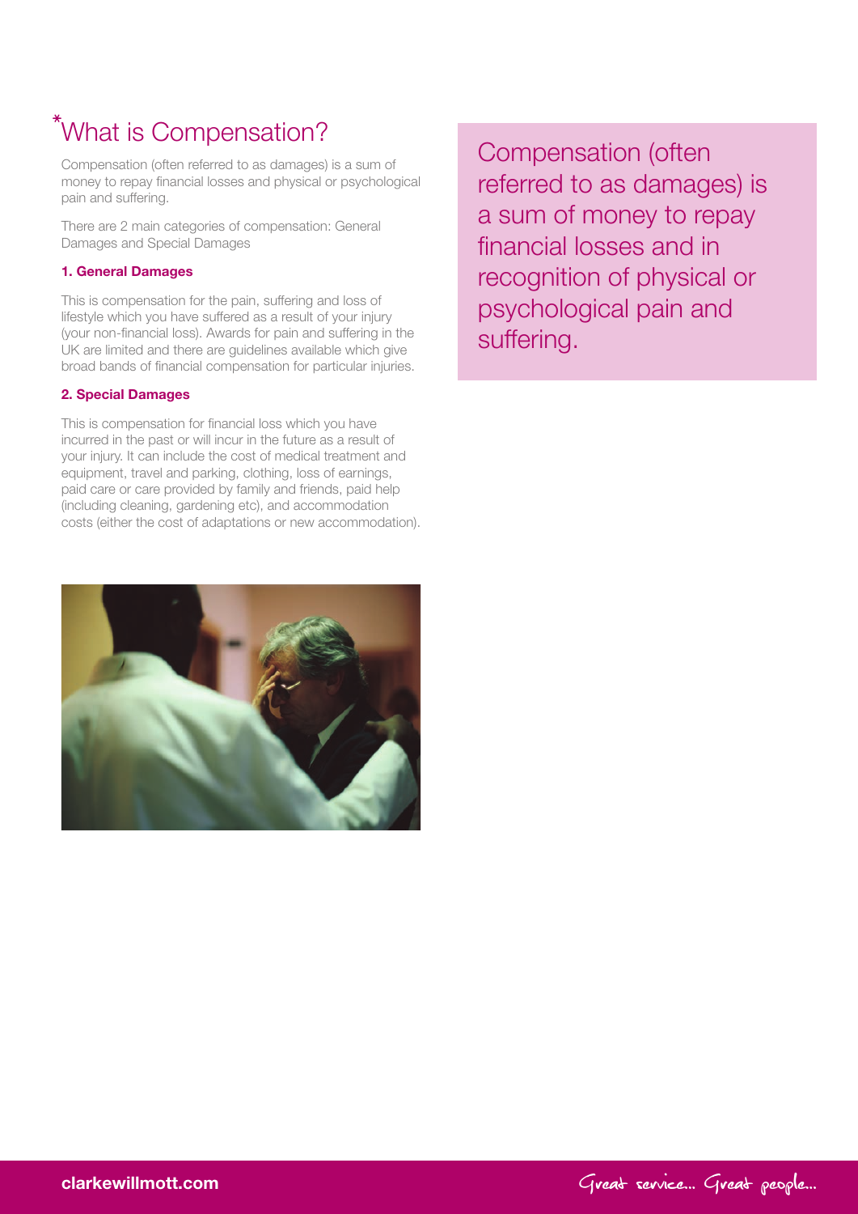# *What is Compensation?

Compensation (often referred to as damages) is a sum of money to repay financial losses and physical or psychological pain and suffering.

There are 2 main categories of compensation: General Damages and Special Damages

### 1. General Damages

This is compensation for the pain, suffering and loss of lifestyle which you have suffered as a result of your injury (your non-financial loss). Awards for pain and suffering in the UK are limited and there are guidelines available which give broad bands of financial compensation for particular injuries.

### 2. Special Damages

This is compensation for financial loss which you have incurred in the past or will incur in the future as a result of your injury. It can include the cost of medical treatment and equipment, travel and parking, clothing, loss of earnings, paid care or care provided by family and friends, paid help (including cleaning, gardening etc), and accommodation costs (either the cost of adaptations or new accommodation).

Compensation (often referred to as damages) is a sum of money to repay financial losses and in recognition of physical or psychological pain and suffering.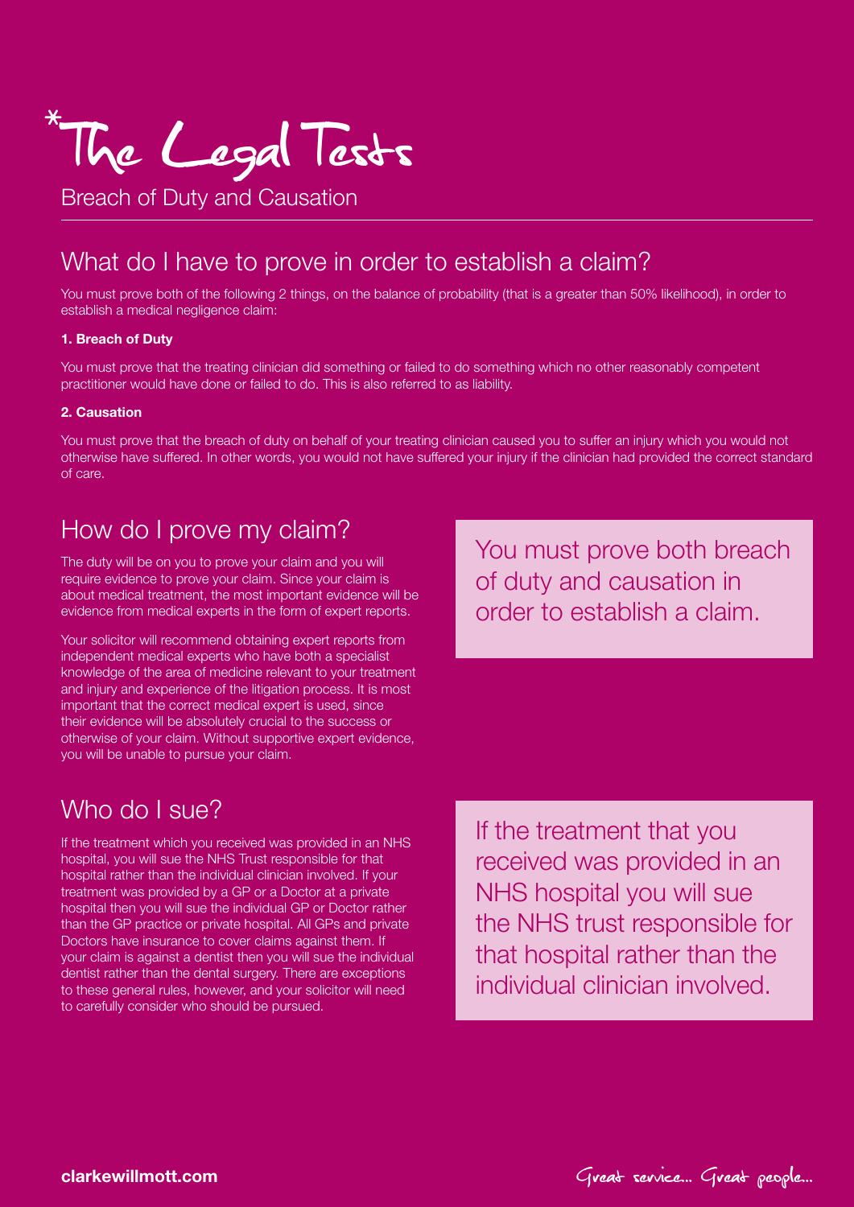# *The Legal Tests

Breach of Duty and Causation

## What do I have to prove in order to establish a claim?

You must prove both of the following 2 things, on the balance of probability (that is a greater than 50% likelihood), in order to establish a medical negligence claim:

**1. Breach of Duty**

You must prove that the treating clinician did something or failed to do something which no other reasonably competent practitioner would have done or failed to do. This is also referred to as liability.

**2. Causation**

You must prove that the breach of duty on behalf of your treating clinician caused you to suffer an injury which you would not otherwise have suffered. In other words, you would not have suffered your injury if the clinician had provided the correct standard of care.

## How do I prove my claim?

The duty will be on you to prove your claim and you will require evidence to prove your claim. Since your claim is about medical treatment, the most important evidence will be evidence from medical experts in the form of expert reports.

Your solicitor will recommend obtaining expert reports from independent medical experts who have both a specialist knowledge of the area of medicine relevant to your treatment and injury and experience of the litigation process. It is most important that the correct medical expert is used, since their evidence will be absolutely crucial to the success or otherwise of your claim. Without supportive expert evidence, you will be unable to pursue your claim.

You must prove both breach of duty and causation in order to establish a claim.

## Who do I sue?

If the treatment which you received was provided in an NHS hospital, you will sue the NHS Trust responsible for that hospital rather than the individual clinician involved. If your treatment was provided by a GP or a Doctor at a private hospital then you will sue the individual GP or Doctor rather than the GP practice or private hospital. All GPs and private Doctors have insurance to cover claims against them. If your claim is against a dentist then you will sue the individual dentist rather than the dental surgery. There are exceptions to these general rules, however, and your solicitor will need to carefully consider who should be pursued.

If the treatment that you received was provided in an NHS hospital you will sue the NHS trust responsible for that hospital rather than the individual clinician involved.

**clarkewillmott.com**

Great service... Great people...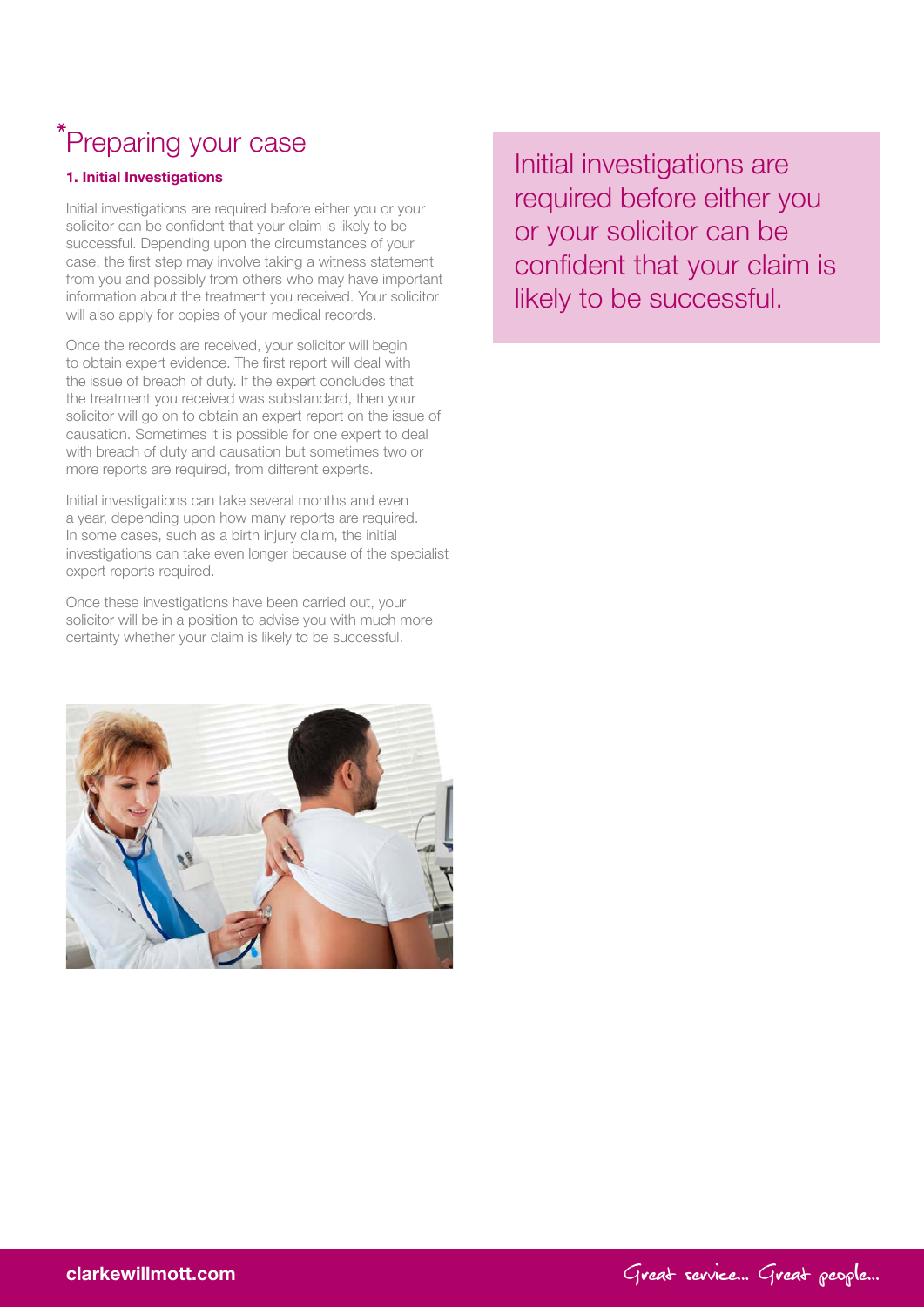# *Preparing your case

### 1. Initial Investigations

Initial investigations are required before either you or your solicitor can be confident that your claim is likely to be successful. Depending upon the circumstances of your case, the first step may involve taking a witness statement from you and possibly from others who may have important information about the treatment you received. Your solicitor will also apply for copies of your medical records.

Once the records are received, your solicitor will begin to obtain expert evidence. The first report will deal with the issue of breach of duty. If the expert concludes that the treatment you received was substandard, then your solicitor will go on to obtain an expert report on the issue of causation. Sometimes it is possible for one expert to deal with breach of duty and causation but sometimes two or more reports are required, from different experts.

Initial investigations can take several months and even a year, depending upon how many reports are required. In some cases, such as a birth injury claim, the initial investigations can take even longer because of the specialist expert reports required.

Once these investigations have been carried out, your solicitor will be in a position to advise you with much more certainty whether your claim is likely to be successful.

Initial investigations are required before either you or your solicitor can be confident that your claim is likely to be successful.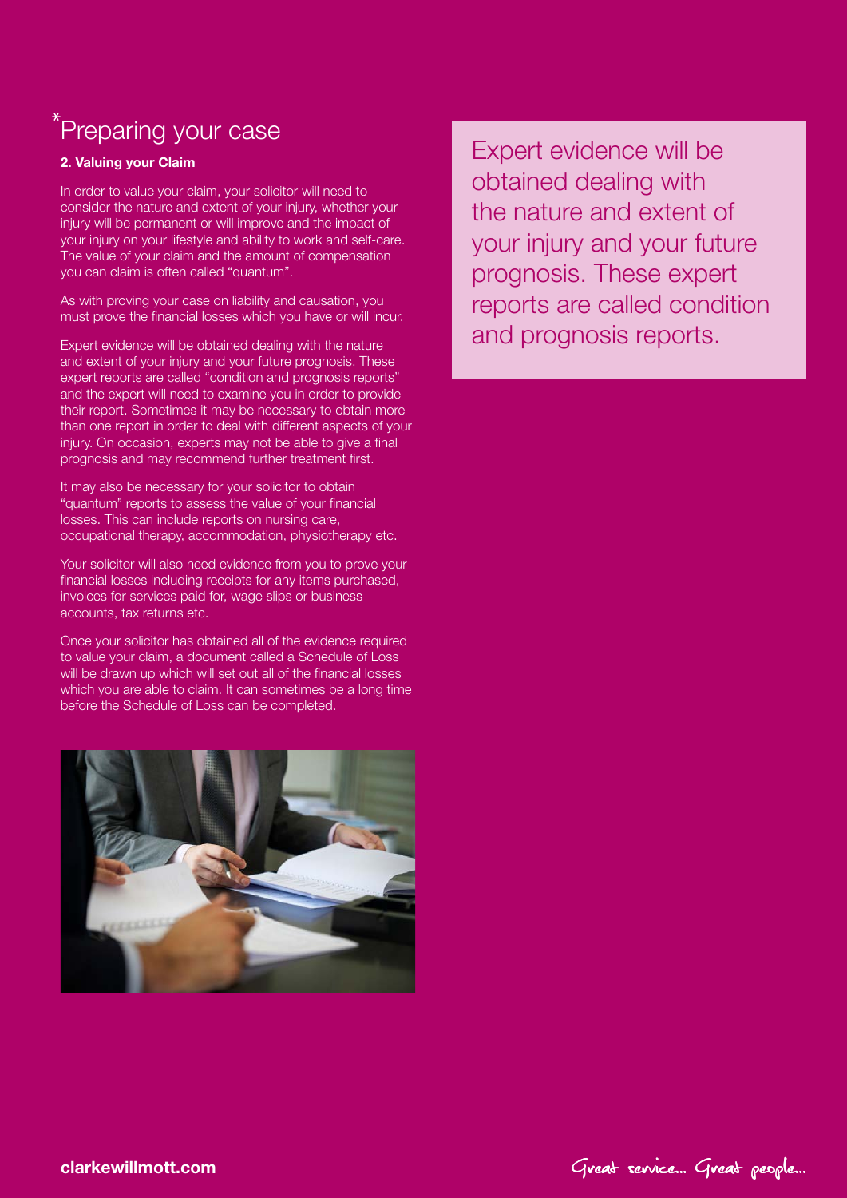# *Preparing your case

### 2. Valuing your Claim

In order to value your claim, your solicitor will need to consider the nature and extent of your injury, whether your injury will be permanent or will improve and the impact of your injury on your lifestyle and ability to work and self-care. The value of your claim and the amount of compensation you can claim is often called "quantum".

As with proving your case on liability and causation, you must prove the financial losses which you have or will incur.

Expert evidence will be obtained dealing with the nature and extent of your injury and your future prognosis. These expert reports are called "condition and prognosis reports" and the expert will need to examine you in order to provide their report. Sometimes it may be necessary to obtain more than one report in order to deal with different aspects of your injury. On occasion, experts may not be able to give a final prognosis and may recommend further treatment first.

It may also be necessary for your solicitor to obtain "quantum" reports to assess the value of your financial losses. This can include reports on nursing care, occupational therapy, accommodation, physiotherapy etc.

Your solicitor will also need evidence from you to prove your financial losses including receipts for any items purchased, invoices for services paid for, wage slips or business accounts, tax returns etc.

Once your solicitor has obtained all of the evidence required to value your claim, a document called a Schedule of Loss will be drawn up which will set out all of the financial losses which you are able to claim. It can sometimes be a long time before the Schedule of Loss can be completed.

> Expert evidence will be obtained dealing with the nature and extent of your injury and your future prognosis. These expert reports are called condition and prognosis reports.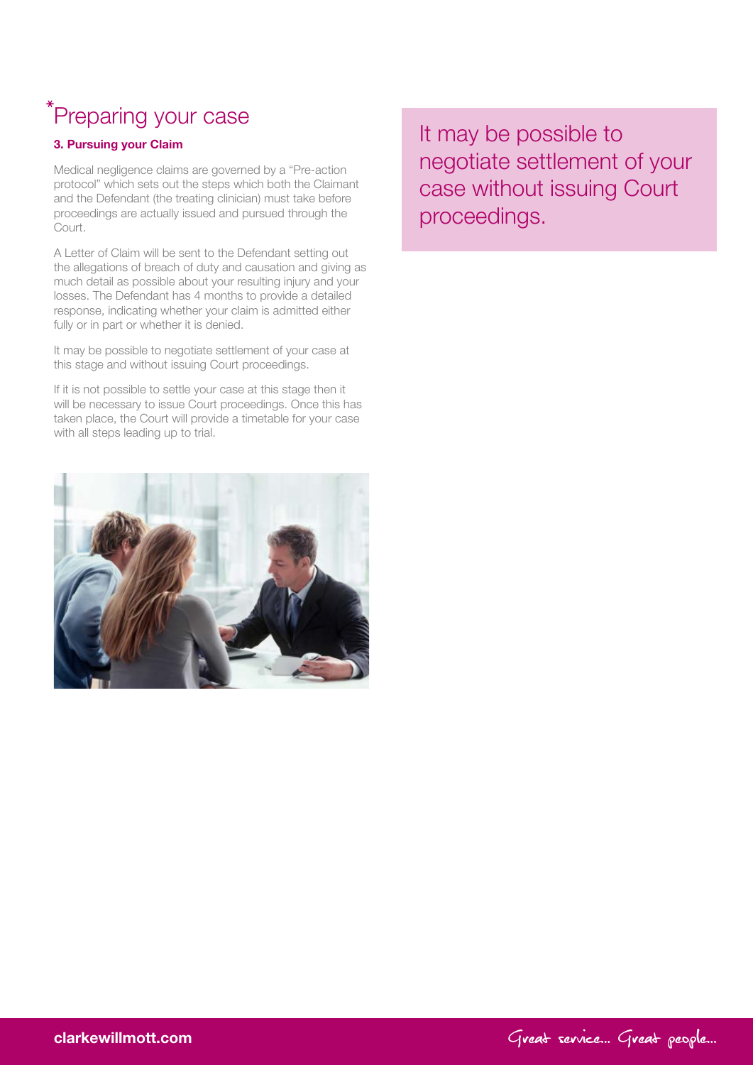# *Preparing your case

### 3. Pursuing your Claim

Medical negligence claims are governed by a "Pre-action protocol" which sets out the steps which both the Claimant and the Defendant (the treating clinician) must take before proceedings are actually issued and pursued through the Court.

A Letter of Claim will be sent to the Defendant setting out the allegations of breach of duty and causation and giving as much detail as possible about your resulting injury and your losses. The Defendant has 4 months to provide a detailed response, indicating whether your claim is admitted either fully or in part or whether it is denied.

It may be possible to negotiate settlement of your case at this stage and without issuing Court proceedings.

If it is not possible to settle your case at this stage then it will be necessary to issue Court proceedings. Once this has taken place, the Court will provide a timetable for your case with all steps leading up to trial.

It may be possible to negotiate settlement of your case without issuing Court proceedings.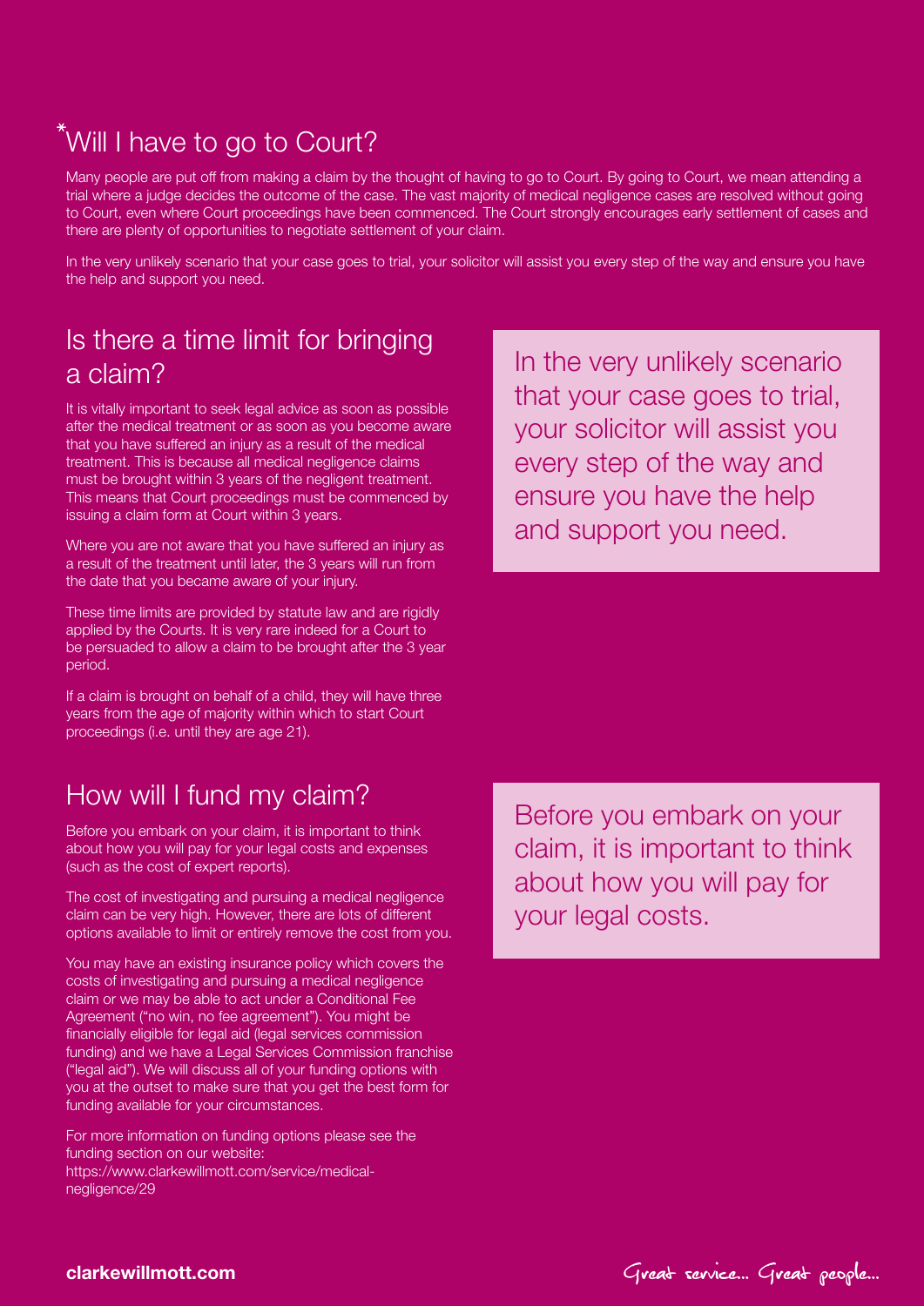## *Will I have to go to Court?

Many people are put off from making a claim by the thought of having to go to Court. By going to Court, we mean attending a trial where a judge decides the outcome of the case. The vast majority of medical negligence cases are resolved without going to Court, even where Court proceedings have been commenced. The Court strongly encourages early settlement of cases and there are plenty of opportunities to negotiate settlement of your claim.

In the very unlikely scenario that your case goes to trial, your solicitor will assist you every step of the way and ensure you have the help and support you need.

## Is there a time limit for bringing a claim?

It is vitally important to seek legal advice as soon as possible after the medical treatment or as soon as you become aware that you have suffered an injury as a result of the medical treatment. This is because all medical negligence claims must be brought within 3 years of the negligent treatment. This means that Court proceedings must be commenced by issuing a claim form at Court within 3 years.

Where you are not aware that you have suffered an injury as a result of the treatment until later, the 3 years will run from the date that you became aware of your injury.

These time limits are provided by statute law and are rigidly applied by the Courts. It is very rare indeed for a Court to be persuaded to allow a claim to be brought after the 3 year period.

If a claim is brought on behalf of a child, they will have three years from the age of majority within which to start Court proceedings (i.e. until they are age 21).

> In the very unlikely scenario that your case goes to trial, your solicitor will assist you every step of the way and ensure you have the help and support you need.

## How will I fund my claim?

Before you embark on your claim, it is important to think about how you will pay for your legal costs and expenses (such as the cost of expert reports).

The cost of investigating and pursuing a medical negligence claim can be very high. However, there are lots of different options available to limit or entirely remove the cost from you.

You may have an existing insurance policy which covers the costs of investigating and pursuing a medical negligence claim or we may be able to act under a Conditional Fee Agreement ("no win, no fee agreement"). You might be financially eligible for legal aid (legal services commission funding) and we have a Legal Services Commission franchise ("legal aid"). We will discuss all of your funding options with you at the outset to make sure that you get the best form for funding available for your circumstances.

For more information on funding options please see the funding section on our website: https://www.clarkewillmott.com/service/medical-negligence/29

> Before you embark on your claim, it is important to think about how you will pay for your legal costs.

**clarkewillmott.com**

Great service... Great people...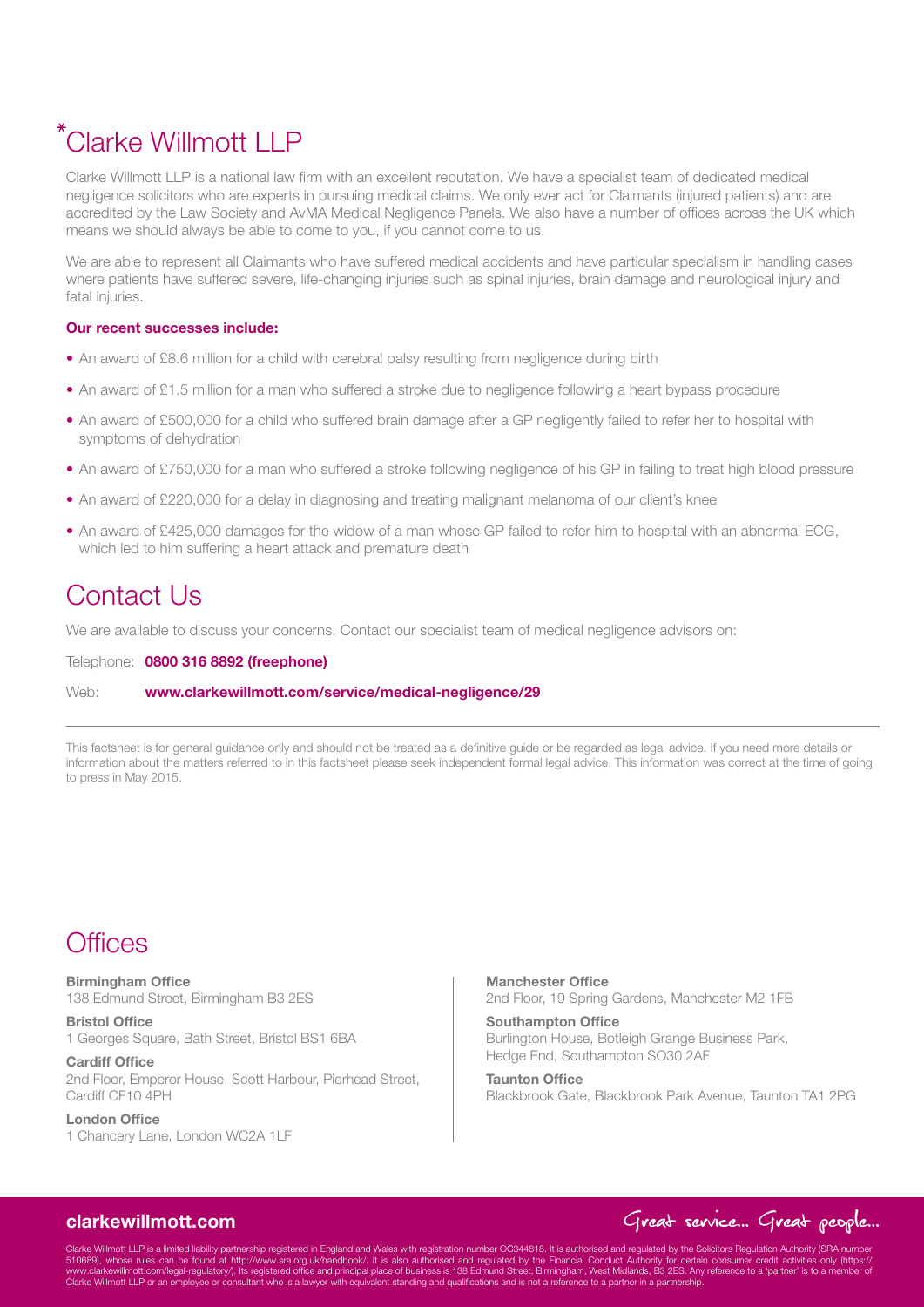# *Clarke Willmott LLP

Clarke Willmott LLP is a national law firm with an excellent reputation. We have a specialist team of dedicated medical negligence solicitors who are experts in pursuing medical claims. We only ever act for Claimants (injured patients) and are accredited by the Law Society and AvMA Medical Negligence Panels. We also have a number of offices across the UK which means we should always be able to come to you, if you cannot come to us.

We are able to represent all Claimants who have suffered medical accidents and have particular specialism in handling cases where patients have suffered severe, life-changing injuries such as spinal injuries, brain damage and neurological injury and fatal injuries.

**Our recent successes include:**

- An award of £8.6 million for a child with cerebral palsy resulting from negligence during birth
- An award of £1.5 million for a man who suffered a stroke due to negligence following a heart bypass procedure
- An award of £500,000 for a child who suffered brain damage after a GP negligently failed to refer her to hospital with symptoms of dehydration
- An award of £750,000 for a man who suffered a stroke following negligence of his GP in failing to treat high blood pressure
- An award of £220,000 for a delay in diagnosing and treating malignant melanoma of our client's knee
- An award of £425,000 damages for the widow of a man whose GP failed to refer him to hospital with an abnormal ECG, which led to him suffering a heart attack and premature death

# Contact Us

We are available to discuss your concerns. Contact our specialist team of medical negligence advisors on:

Telephone: **0800 316 8892 (freephone)**

Web: **www.clarkewillmott.com/service/medical-negligence/29**

---

This factsheet is for general guidance only and should not be treated as a definitive guide or be regarded as legal advice. If you need more details or information about the matters referred to in this factsheet please seek independent formal legal advice. This information was correct at the time of going to press in May 2015.

# Offices

**Birmingham Office**
138 Edmund Street, Birmingham B3 2ES

**Bristol Office**
1 Georges Square, Bath Street, Bristol BS1 6BA

**Cardiff Office**
2nd Floor, Emperor House, Scott Harbour, Pierhead Street, Cardiff CF10 4PH

**London Office**
1 Chancery Lane, London WC2A 1LF

**Manchester Office**
2nd Floor, 19 Spring Gardens, Manchester M2 1FB

**Southampton Office**
Burlington House, Botleigh Grange Business Park, Hedge End, Southampton SO30 2AF

**Taunton Office**
Blackbrook Gate, Blackbrook Park Avenue, Taunton TA1 2PG

**clarkewillmott.com**

Great service... Great people...

Clarke Willmott LLP is a limited liability partnership registered in England and Wales with registration number OC344818. It is authorised and regulated by the Solicitors Regulation Authority (SRA number 510689), whose rules can be found at http://www.sra.org.uk/handbook/. It is also authorised and regulated by the Financial Conduct Authority for certain consumer credit activities only (https://www.clarkewillmott.com/legal-regulatory/). Its registered office and principal place of business is 138 Edmund Street, Birmingham, West Midlands, B3 2ES. Any reference to a 'partner' is to a member of Clarke Willmott LLP or an employee or consultant who is a lawyer with equivalent standing and qualifications and is not a reference to a partner in a partnership.